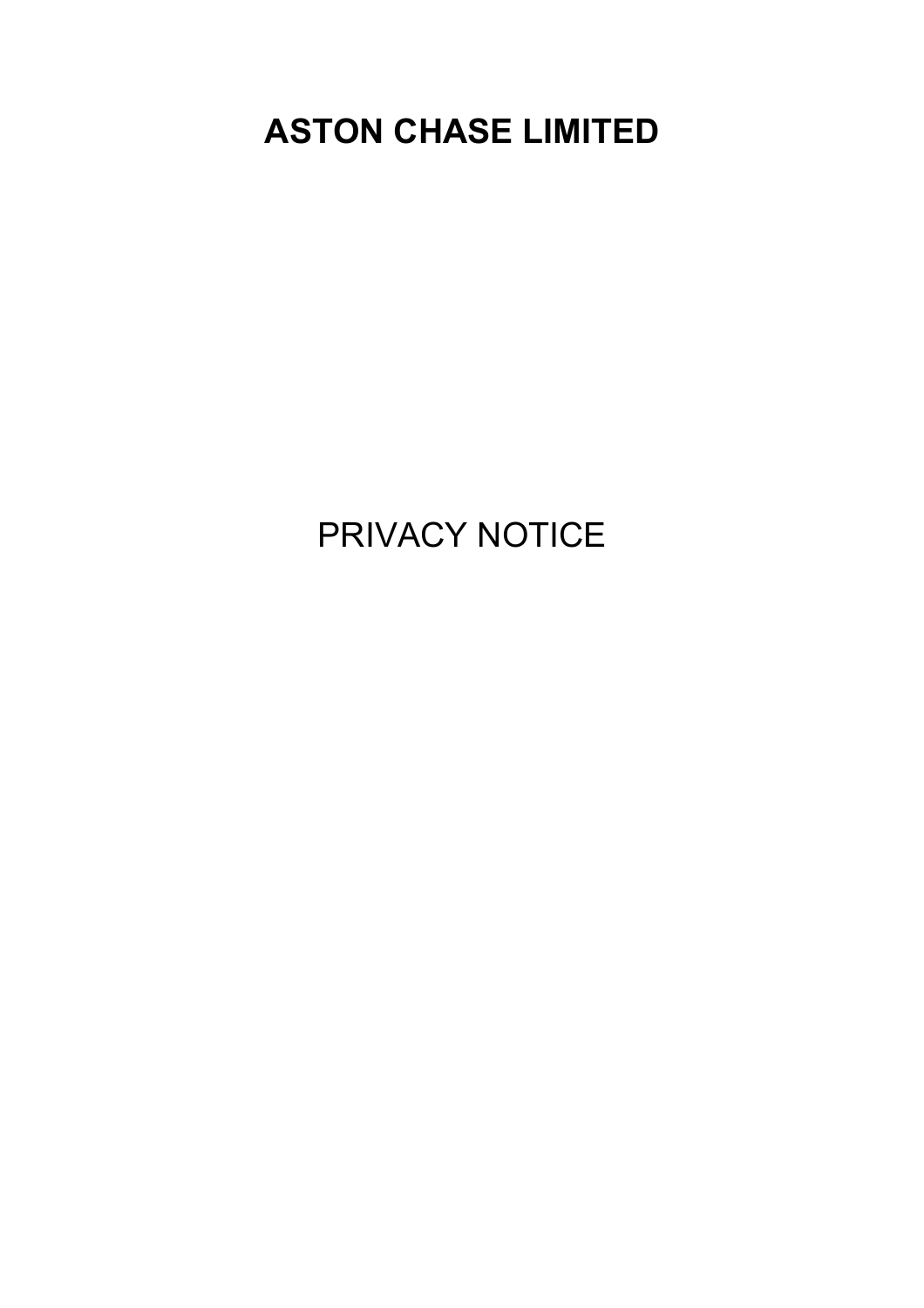# ASTON CHASE LIMITED

PRIVACY NOTICE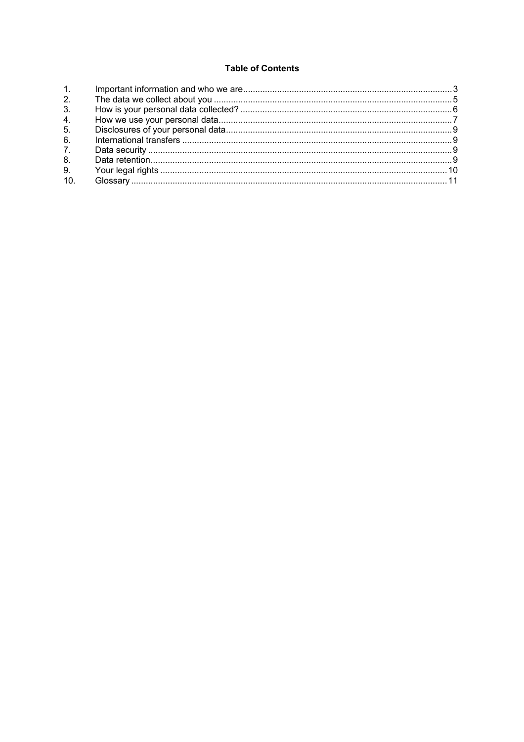### Table of Contents

| | | |
|---|---|---|
| 1. | Important information and who we are | 3 |
| 2. | The data we collect about you | 5 |
| 3. | How is your personal data collected? | 6 |
| 4. | How we use your personal data | 7 |
| 5. | Disclosures of your personal data | 9 |
| 6. | International transfers | 9 |
| 7. | Data security | 9 |
| 8. | Data retention | 9 |
| 9. | Your legal rights | 10 |
| 10. | Glossary | 11 |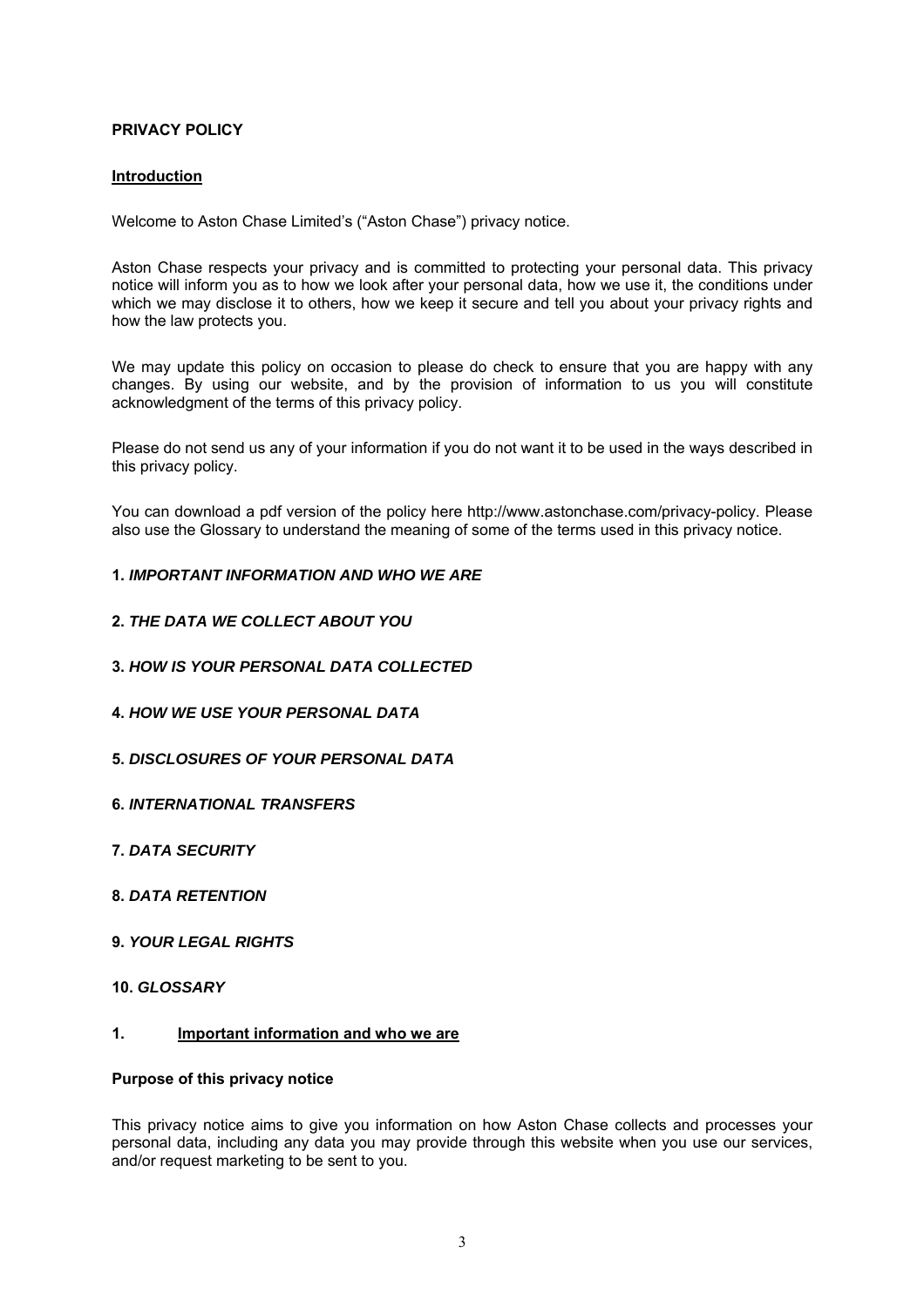**PRIVACY POLICY**

**Introduction**

Welcome to Aston Chase Limited's ("Aston Chase") privacy notice.

Aston Chase respects your privacy and is committed to protecting your personal data. This privacy notice will inform you as to how we look after your personal data, how we use it, the conditions under which we may disclose it to others, how we keep it secure and tell you about your privacy rights and how the law protects you.

We may update this policy on occasion to please do check to ensure that you are happy with any changes. By using our website, and by the provision of information to us you will constitute acknowledgment of the terms of this privacy policy.

Please do not send us any of your information if you do not want it to be used in the ways described in this privacy policy.

You can download a pdf version of the policy here http://www.astonchase.com/privacy-policy. Please also use the Glossary to understand the meaning of some of the terms used in this privacy notice.

**1. *IMPORTANT INFORMATION AND WHO WE ARE***

**2. *THE DATA WE COLLECT ABOUT YOU***

**3. *HOW IS YOUR PERSONAL DATA COLLECTED***

**4. *HOW WE USE YOUR PERSONAL DATA***

**5. *DISCLOSURES OF YOUR PERSONAL DATA***

**6. *INTERNATIONAL TRANSFERS***

**7. *DATA SECURITY***

**8. *DATA RETENTION***

**9. *YOUR LEGAL RIGHTS***

**10. *GLOSSARY***

## 1. Important information and who we are

**Purpose of this privacy notice**

This privacy notice aims to give you information on how Aston Chase collects and processes your personal data, including any data you may provide through this website when you use our services, and/or request marketing to be sent to you.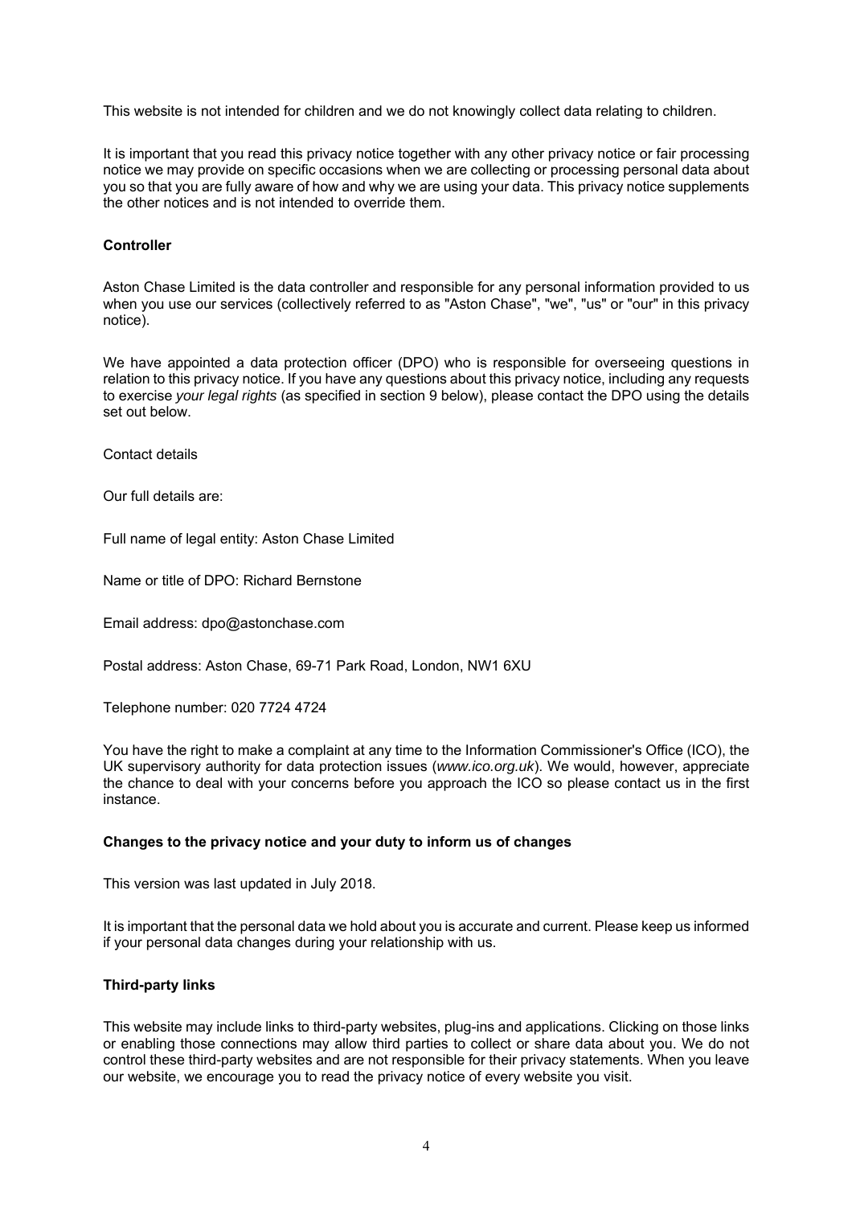This website is not intended for children and we do not knowingly collect data relating to children.

It is important that you read this privacy notice together with any other privacy notice or fair processing notice we may provide on specific occasions when we are collecting or processing personal data about you so that you are fully aware of how and why we are using your data. This privacy notice supplements the other notices and is not intended to override them.

**Controller**

Aston Chase Limited is the data controller and responsible for any personal information provided to us when you use our services (collectively referred to as "Aston Chase", "we", "us" or "our" in this privacy notice).

We have appointed a data protection officer (DPO) who is responsible for overseeing questions in relation to this privacy notice. If you have any questions about this privacy notice, including any requests to exercise *your legal rights* (as specified in section 9 below), please contact the DPO using the details set out below.

Contact details

Our full details are:

Full name of legal entity: Aston Chase Limited

Name or title of DPO: Richard Bernstone

Email address: dpo@astonchase.com

Postal address: Aston Chase, 69-71 Park Road, London, NW1 6XU

Telephone number: 020 7724 4724

You have the right to make a complaint at any time to the Information Commissioner's Office (ICO), the UK supervisory authority for data protection issues (*www.ico.org.uk*). We would, however, appreciate the chance to deal with your concerns before you approach the ICO so please contact us in the first instance.

**Changes to the privacy notice and your duty to inform us of changes**

This version was last updated in July 2018.

It is important that the personal data we hold about you is accurate and current. Please keep us informed if your personal data changes during your relationship with us.

**Third-party links**

This website may include links to third-party websites, plug-ins and applications. Clicking on those links or enabling those connections may allow third parties to collect or share data about you. We do not control these third-party websites and are not responsible for their privacy statements. When you leave our website, we encourage you to read the privacy notice of every website you visit.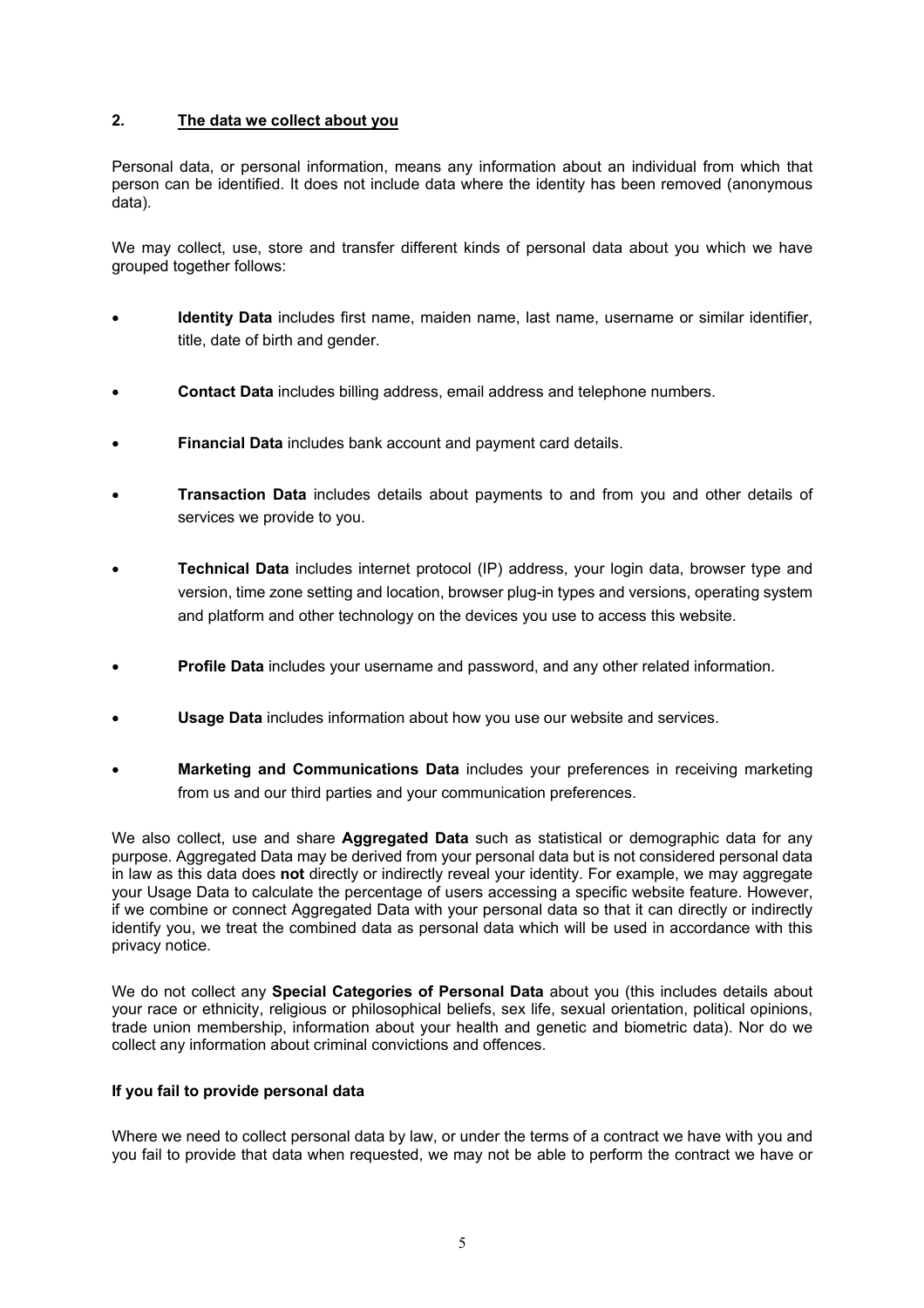## 2. The data we collect about you

Personal data, or personal information, means any information about an individual from which that person can be identified. It does not include data where the identity has been removed (anonymous data).

We may collect, use, store and transfer different kinds of personal data about you which we have grouped together follows:

- **Identity Data** includes first name, maiden name, last name, username or similar identifier, title, date of birth and gender.
- **Contact Data** includes billing address, email address and telephone numbers.
- **Financial Data** includes bank account and payment card details.
- **Transaction Data** includes details about payments to and from you and other details of services we provide to you.
- **Technical Data** includes internet protocol (IP) address, your login data, browser type and version, time zone setting and location, browser plug-in types and versions, operating system and platform and other technology on the devices you use to access this website.
- **Profile Data** includes your username and password, and any other related information.
- **Usage Data** includes information about how you use our website and services.
- **Marketing and Communications Data** includes your preferences in receiving marketing from us and our third parties and your communication preferences.

We also collect, use and share **Aggregated Data** such as statistical or demographic data for any purpose. Aggregated Data may be derived from your personal data but is not considered personal data in law as this data does **not** directly or indirectly reveal your identity. For example, we may aggregate your Usage Data to calculate the percentage of users accessing a specific website feature. However, if we combine or connect Aggregated Data with your personal data so that it can directly or indirectly identify you, we treat the combined data as personal data which will be used in accordance with this privacy notice.

We do not collect any **Special Categories of Personal Data** about you (this includes details about your race or ethnicity, religious or philosophical beliefs, sex life, sexual orientation, political opinions, trade union membership, information about your health and genetic and biometric data). Nor do we collect any information about criminal convictions and offences.

**If you fail to provide personal data**

Where we need to collect personal data by law, or under the terms of a contract we have with you and you fail to provide that data when requested, we may not be able to perform the contract we have or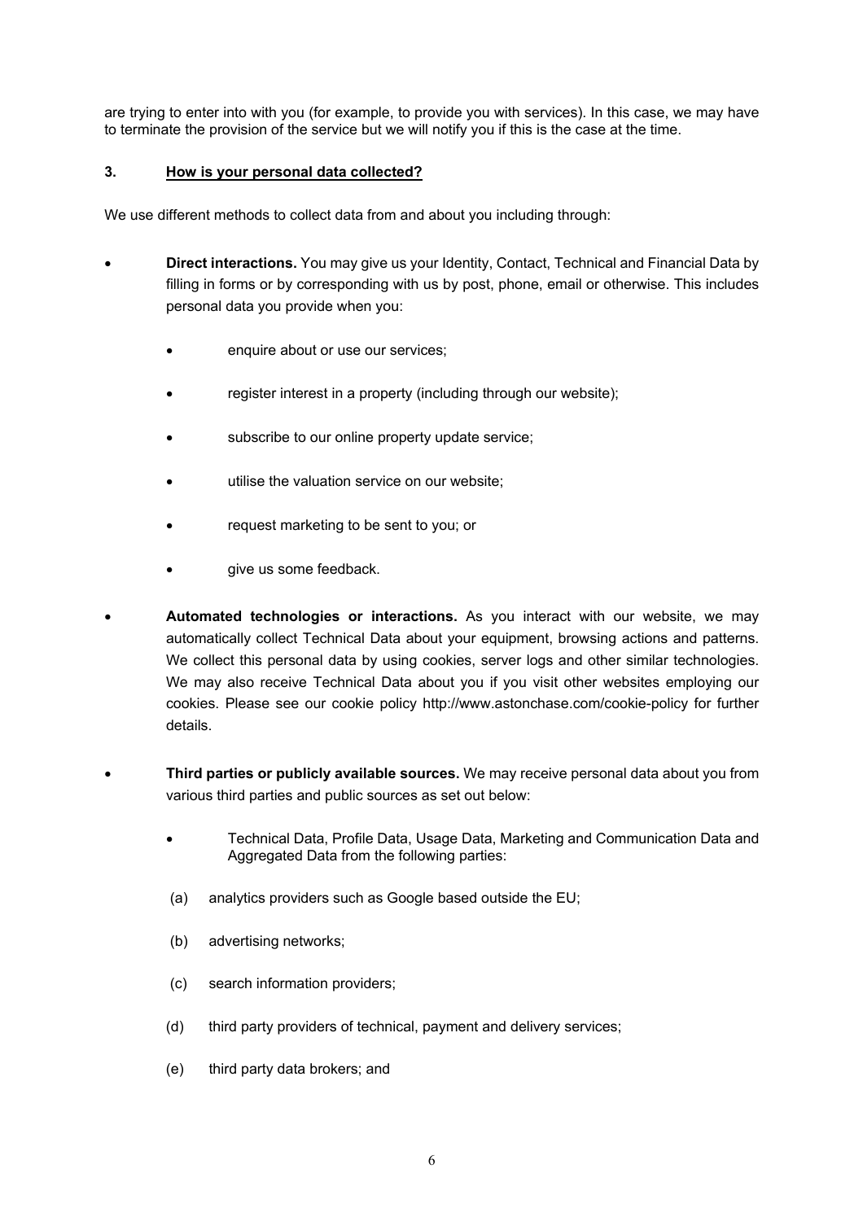are trying to enter into with you (for example, to provide you with services). In this case, we may have to terminate the provision of the service but we will notify you if this is the case at the time.

## 3. <u>How is your personal data collected?</u>

We use different methods to collect data from and about you including through:

- **Direct interactions.** You may give us your Identity, Contact, Technical and Financial Data by filling in forms or by corresponding with us by post, phone, email or otherwise. This includes personal data you provide when you:
    - enquire about or use our services;
    - register interest in a property (including through our website);
    - subscribe to our online property update service;
    - utilise the valuation service on our website;
    - request marketing to be sent to you; or
    - give us some feedback.
- **Automated technologies or interactions.** As you interact with our website, we may automatically collect Technical Data about your equipment, browsing actions and patterns. We collect this personal data by using cookies, server logs and other similar technologies. We may also receive Technical Data about you if you visit other websites employing our cookies. Please see our cookie policy http://www.astonchase.com/cookie-policy for further details.
- **Third parties or publicly available sources.** We may receive personal data about you from various third parties and public sources as set out below:
    - Technical Data, Profile Data, Usage Data, Marketing and Communication Data and Aggregated Data from the following parties:

    (a) analytics providers such as Google based outside the EU;

    (b) advertising networks;

    (c) search information providers;

    (d) third party providers of technical, payment and delivery services;

    (e) third party data brokers; and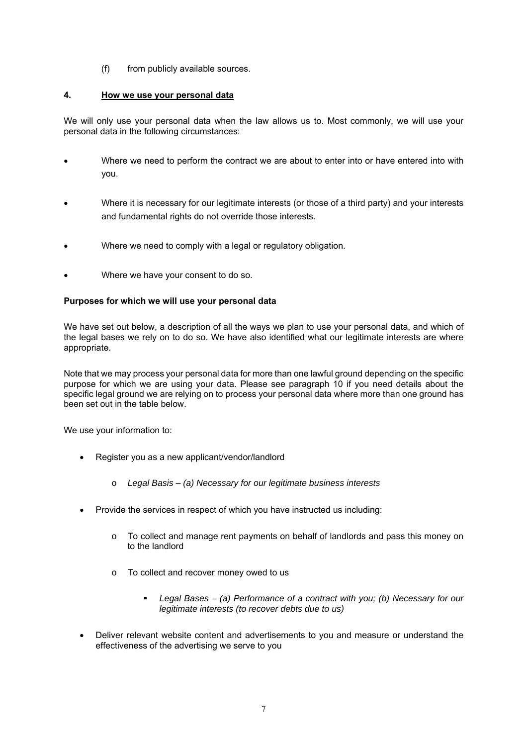(f) from publicly available sources.

## 4. How we use your personal data

We will only use your personal data when the law allows us to. Most commonly, we will use your personal data in the following circumstances:

- Where we need to perform the contract we are about to enter into or have entered into with you.
- Where it is necessary for our legitimate interests (or those of a third party) and your interests and fundamental rights do not override those interests.
- Where we need to comply with a legal or regulatory obligation.
- Where we have your consent to do so.

**Purposes for which we will use your personal data**

We have set out below, a description of all the ways we plan to use your personal data, and which of the legal bases we rely on to do so. We have also identified what our legitimate interests are where appropriate.

Note that we may process your personal data for more than one lawful ground depending on the specific purpose for which we are using your data. Please see paragraph 10 if you need details about the specific legal ground we are relying on to process your personal data where more than one ground has been set out in the table below.

We use your information to:

- Register you as a new applicant/vendor/landlord
  - *Legal Basis – (a) Necessary for our legitimate business interests*
- Provide the services in respect of which you have instructed us including:
  - To collect and manage rent payments on behalf of landlords and pass this money on to the landlord
  - To collect and recover money owed to us
    - *Legal Bases – (a) Performance of a contract with you; (b) Necessary for our legitimate interests (to recover debts due to us)*
- Deliver relevant website content and advertisements to you and measure or understand the effectiveness of the advertising we serve to you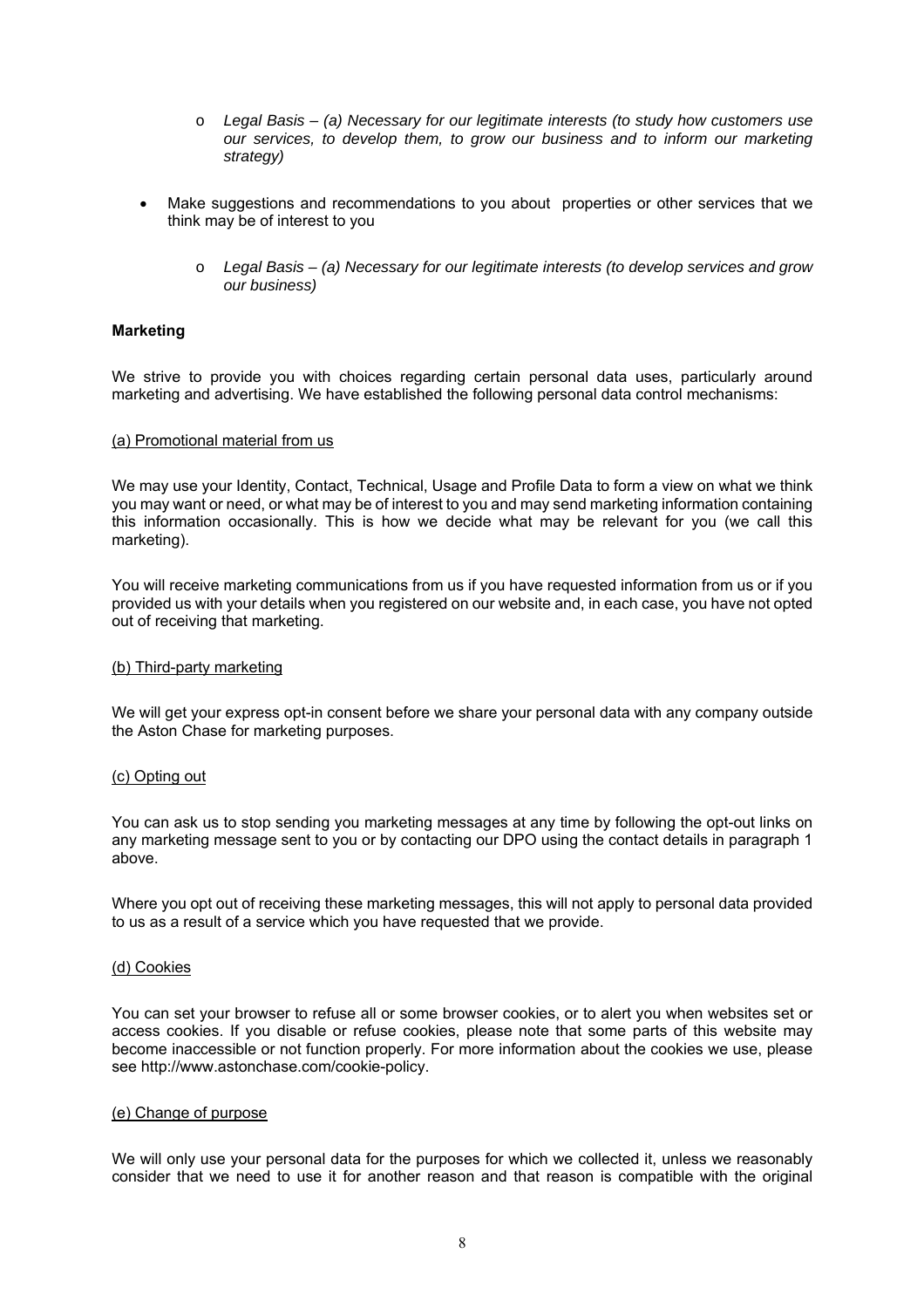- *Legal Basis – (a) Necessary for our legitimate interests (to study how customers use our services, to develop them, to grow our business and to inform our marketing strategy)*

- Make suggestions and recommendations to you about properties or other services that we think may be of interest to you

  - *Legal Basis – (a) Necessary for our legitimate interests (to develop services and grow our business)*

**Marketing**

We strive to provide you with choices regarding certain personal data uses, particularly around marketing and advertising. We have established the following personal data control mechanisms:

(a) Promotional material from us

We may use your Identity, Contact, Technical, Usage and Profile Data to form a view on what we think you may want or need, or what may be of interest to you and may send marketing information containing this information occasionally. This is how we decide what may be relevant for you (we call this marketing).

You will receive marketing communications from us if you have requested information from us or if you provided us with your details when you registered on our website and, in each case, you have not opted out of receiving that marketing.

(b) Third-party marketing

We will get your express opt-in consent before we share your personal data with any company outside the Aston Chase for marketing purposes.

(c) Opting out

You can ask us to stop sending you marketing messages at any time by following the opt-out links on any marketing message sent to you or by contacting our DPO using the contact details in paragraph 1 above.

Where you opt out of receiving these marketing messages, this will not apply to personal data provided to us as a result of a service which you have requested that we provide.

(d) Cookies

You can set your browser to refuse all or some browser cookies, or to alert you when websites set or access cookies. If you disable or refuse cookies, please note that some parts of this website may become inaccessible or not function properly. For more information about the cookies we use, please see http://www.astonchase.com/cookie-policy.

(e) Change of purpose

We will only use your personal data for the purposes for which we collected it, unless we reasonably consider that we need to use it for another reason and that reason is compatible with the original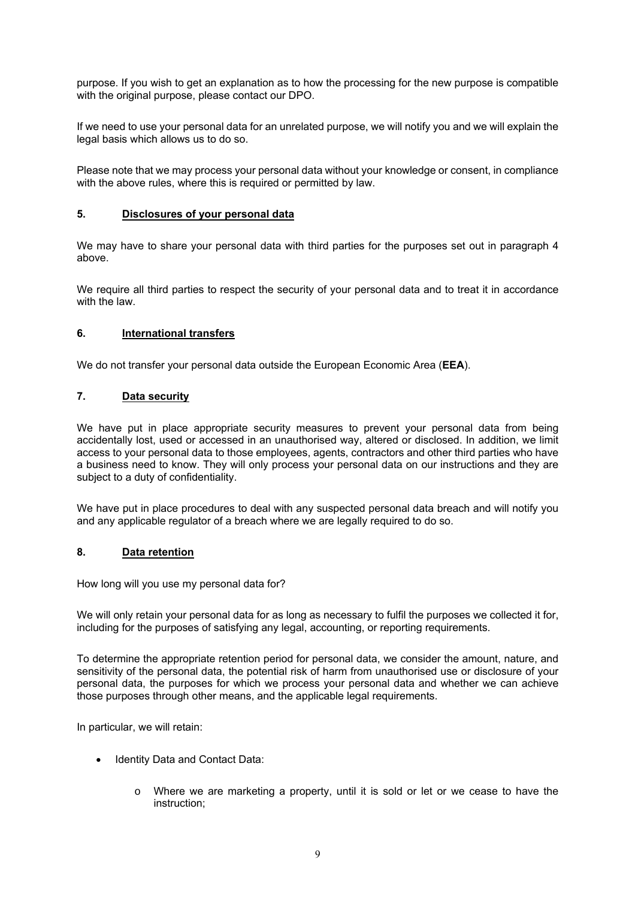purpose. If you wish to get an explanation as to how the processing for the new purpose is compatible with the original purpose, please contact our DPO.

If we need to use your personal data for an unrelated purpose, we will notify you and we will explain the legal basis which allows us to do so.

Please note that we may process your personal data without your knowledge or consent, in compliance with the above rules, where this is required or permitted by law.

## 5. Disclosures of your personal data

We may have to share your personal data with third parties for the purposes set out in paragraph 4 above.

We require all third parties to respect the security of your personal data and to treat it in accordance with the law.

## 6. International transfers

We do not transfer your personal data outside the European Economic Area (**EEA**).

## 7. Data security

We have put in place appropriate security measures to prevent your personal data from being accidentally lost, used or accessed in an unauthorised way, altered or disclosed. In addition, we limit access to your personal data to those employees, agents, contractors and other third parties who have a business need to know. They will only process your personal data on our instructions and they are subject to a duty of confidentiality.

We have put in place procedures to deal with any suspected personal data breach and will notify you and any applicable regulator of a breach where we are legally required to do so.

## 8. Data retention

How long will you use my personal data for?

We will only retain your personal data for as long as necessary to fulfil the purposes we collected it for, including for the purposes of satisfying any legal, accounting, or reporting requirements.

To determine the appropriate retention period for personal data, we consider the amount, nature, and sensitivity of the personal data, the potential risk of harm from unauthorised use or disclosure of your personal data, the purposes for which we process your personal data and whether we can achieve those purposes through other means, and the applicable legal requirements.

In particular, we will retain:

- Identity Data and Contact Data:
  - Where we are marketing a property, until it is sold or let or we cease to have the instruction;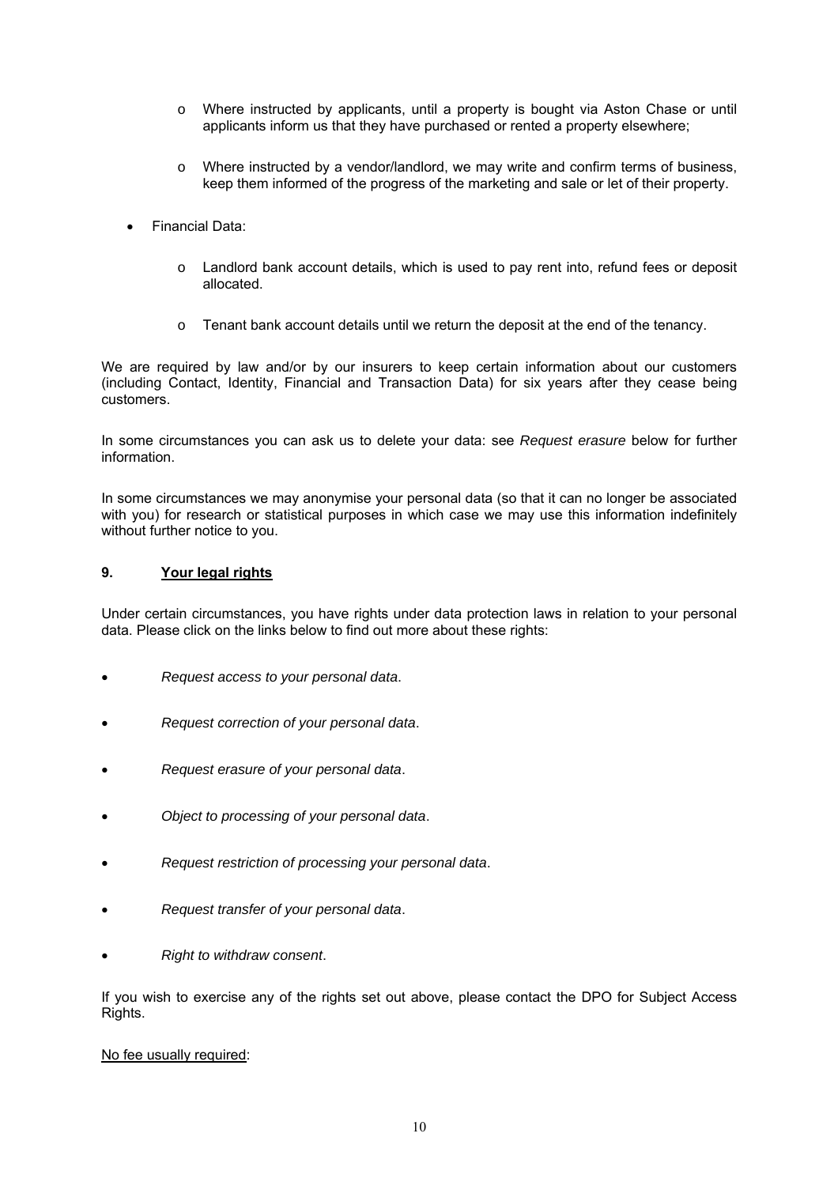- Where instructed by applicants, until a property is bought via Aston Chase or until applicants inform us that they have purchased or rented a property elsewhere;

  - Where instructed by a vendor/landlord, we may write and confirm terms of business, keep them informed of the progress of the marketing and sale or let of their property.

- Financial Data:

  - Landlord bank account details, which is used to pay rent into, refund fees or deposit allocated.

  - Tenant bank account details until we return the deposit at the end of the tenancy.

We are required by law and/or by our insurers to keep certain information about our customers (including Contact, Identity, Financial and Transaction Data) for six years after they cease being customers.

In some circumstances you can ask us to delete your data: see *Request erasure* below for further information.

In some circumstances we may anonymise your personal data (so that it can no longer be associated with you) for research or statistical purposes in which case we may use this information indefinitely without further notice to you.

## 9. <u>Your legal rights</u>

Under certain circumstances, you have rights under data protection laws in relation to your personal data. Please click on the links below to find out more about these rights:

- *Request access to your personal data*.
- *Request correction of your personal data*.
- *Request erasure of your personal data*.
- *Object to processing of your personal data*.
- *Request restriction of processing your personal data*.
- *Request transfer of your personal data*.
- *Right to withdraw consent*.

If you wish to exercise any of the rights set out above, please contact the DPO for Subject Access Rights.

<u>No fee usually required</u>: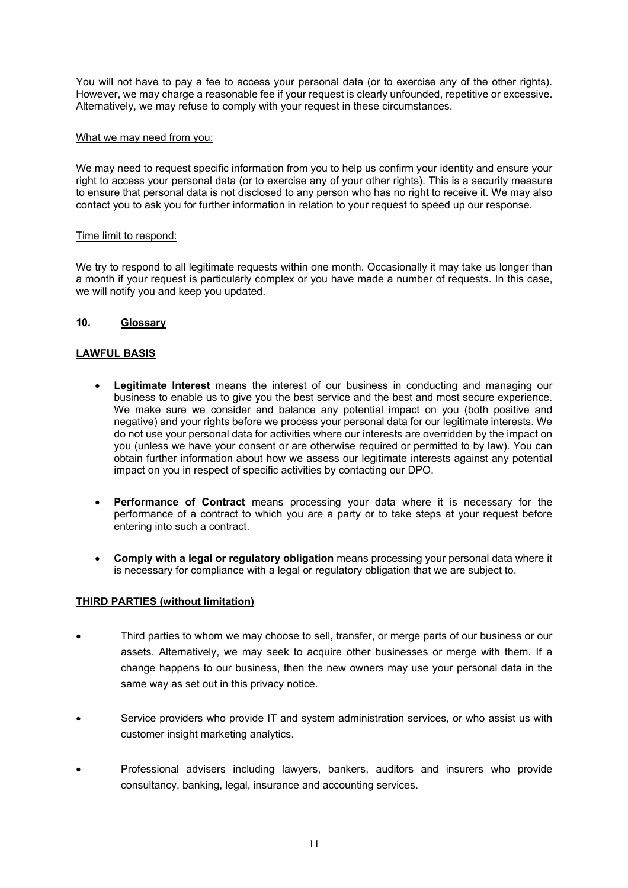You will not have to pay a fee to access your personal data (or to exercise any of the other rights). However, we may charge a reasonable fee if your request is clearly unfounded, repetitive or excessive. Alternatively, we may refuse to comply with your request in these circumstances.

What we may need from you:

We may need to request specific information from you to help us confirm your identity and ensure your right to access your personal data (or to exercise any of your other rights). This is a security measure to ensure that personal data is not disclosed to any person who has no right to receive it. We may also contact you to ask you for further information in relation to your request to speed up our response.

Time limit to respond:

We try to respond to all legitimate requests within one month. Occasionally it may take us longer than a month if your request is particularly complex or you have made a number of requests. In this case, we will notify you and keep you updated.

## 10. Glossary

### LAWFUL BASIS

- **Legitimate Interest** means the interest of our business in conducting and managing our business to enable us to give you the best service and the best and most secure experience. We make sure we consider and balance any potential impact on you (both positive and negative) and your rights before we process your personal data for our legitimate interests. We do not use your personal data for activities where our interests are overridden by the impact on you (unless we have your consent or are otherwise required or permitted to by law). You can obtain further information about how we assess our legitimate interests against any potential impact on you in respect of specific activities by contacting our DPO.

- **Performance of Contract** means processing your data where it is necessary for the performance of a contract to which you are a party or to take steps at your request before entering into such a contract.

- **Comply with a legal or regulatory obligation** means processing your personal data where it is necessary for compliance with a legal or regulatory obligation that we are subject to.

### THIRD PARTIES (without limitation)

- Third parties to whom we may choose to sell, transfer, or merge parts of our business or our assets. Alternatively, we may seek to acquire other businesses or merge with them. If a change happens to our business, then the new owners may use your personal data in the same way as set out in this privacy notice.

- Service providers who provide IT and system administration services, or who assist us with customer insight marketing analytics.

- Professional advisers including lawyers, bankers, auditors and insurers who provide consultancy, banking, legal, insurance and accounting services.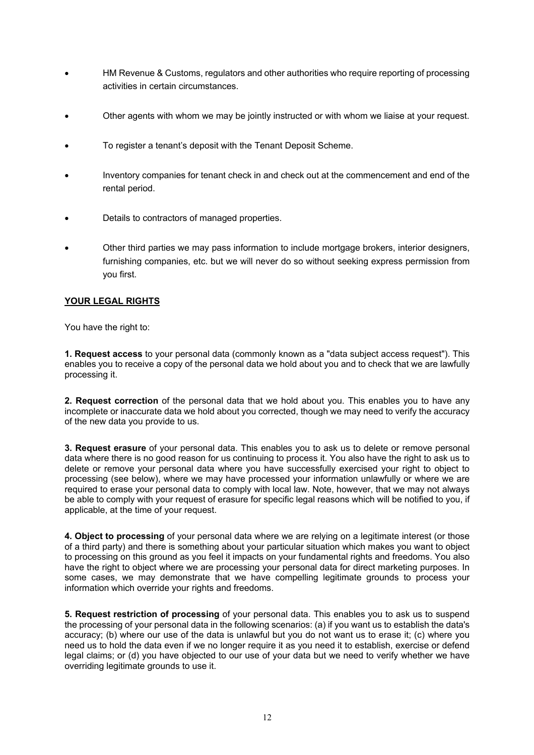- HM Revenue & Customs, regulators and other authorities who require reporting of processing activities in certain circumstances.
- Other agents with whom we may be jointly instructed or with whom we liaise at your request.
- To register a tenant's deposit with the Tenant Deposit Scheme.
- Inventory companies for tenant check in and check out at the commencement and end of the rental period.
- Details to contractors of managed properties.
- Other third parties we may pass information to include mortgage brokers, interior designers, furnishing companies, etc. but we will never do so without seeking express permission from you first.

## YOUR LEGAL RIGHTS

You have the right to:

**1. Request access** to your personal data (commonly known as a "data subject access request"). This enables you to receive a copy of the personal data we hold about you and to check that we are lawfully processing it.

**2. Request correction** of the personal data that we hold about you. This enables you to have any incomplete or inaccurate data we hold about you corrected, though we may need to verify the accuracy of the new data you provide to us.

**3. Request erasure** of your personal data. This enables you to ask us to delete or remove personal data where there is no good reason for us continuing to process it. You also have the right to ask us to delete or remove your personal data where you have successfully exercised your right to object to processing (see below), where we may have processed your information unlawfully or where we are required to erase your personal data to comply with local law. Note, however, that we may not always be able to comply with your request of erasure for specific legal reasons which will be notified to you, if applicable, at the time of your request.

**4. Object to processing** of your personal data where we are relying on a legitimate interest (or those of a third party) and there is something about your particular situation which makes you want to object to processing on this ground as you feel it impacts on your fundamental rights and freedoms. You also have the right to object where we are processing your personal data for direct marketing purposes. In some cases, we may demonstrate that we have compelling legitimate grounds to process your information which override your rights and freedoms.

**5. Request restriction of processing** of your personal data. This enables you to ask us to suspend the processing of your personal data in the following scenarios: (a) if you want us to establish the data's accuracy; (b) where our use of the data is unlawful but you do not want us to erase it; (c) where you need us to hold the data even if we no longer require it as you need it to establish, exercise or defend legal claims; or (d) you have objected to our use of your data but we need to verify whether we have overriding legitimate grounds to use it.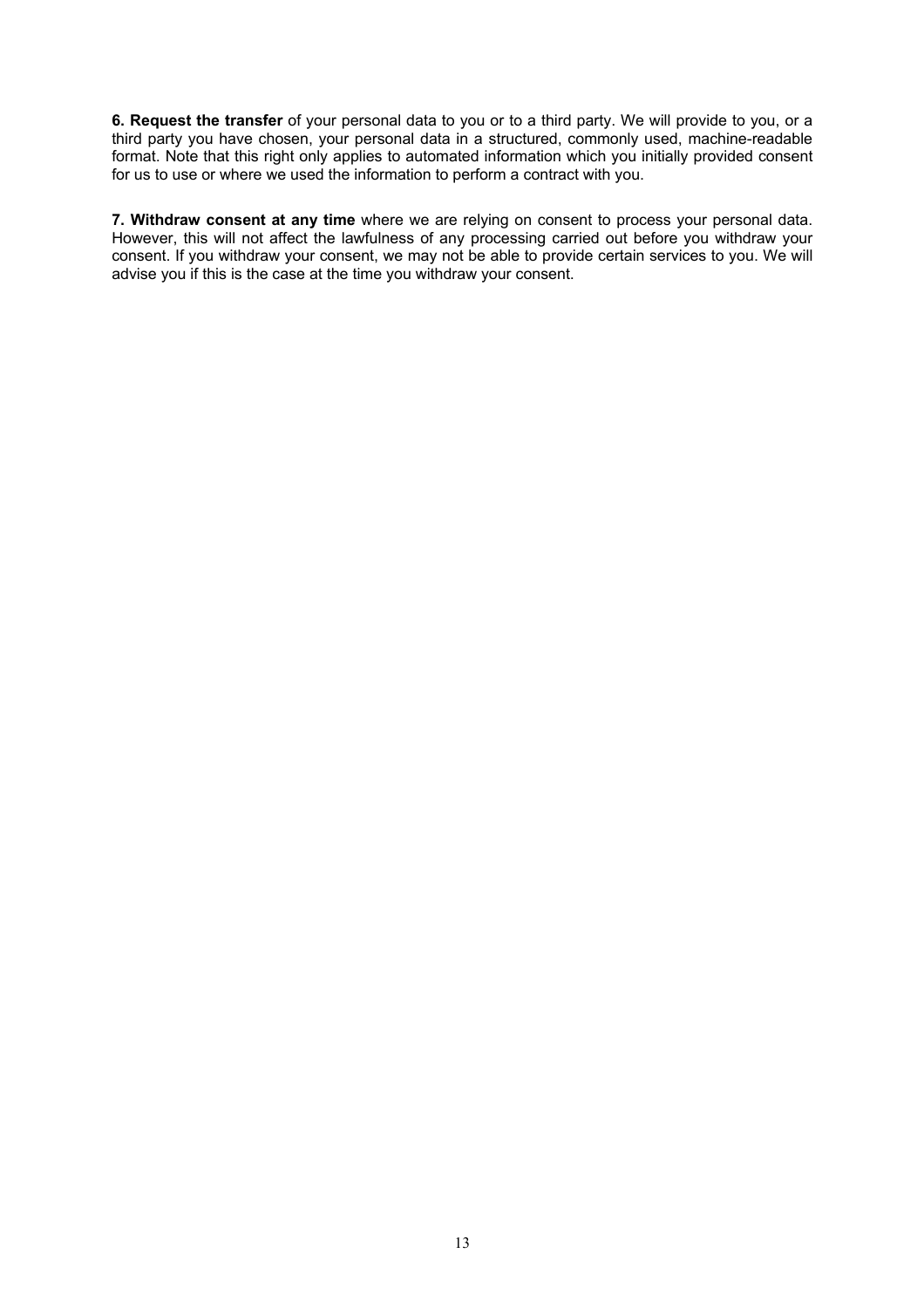**6. Request the transfer** of your personal data to you or to a third party. We will provide to you, or a third party you have chosen, your personal data in a structured, commonly used, machine-readable format. Note that this right only applies to automated information which you initially provided consent for us to use or where we used the information to perform a contract with you.

**7. Withdraw consent at any time** where we are relying on consent to process your personal data. However, this will not affect the lawfulness of any processing carried out before you withdraw your consent. If you withdraw your consent, we may not be able to provide certain services to you. We will advise you if this is the case at the time you withdraw your consent.